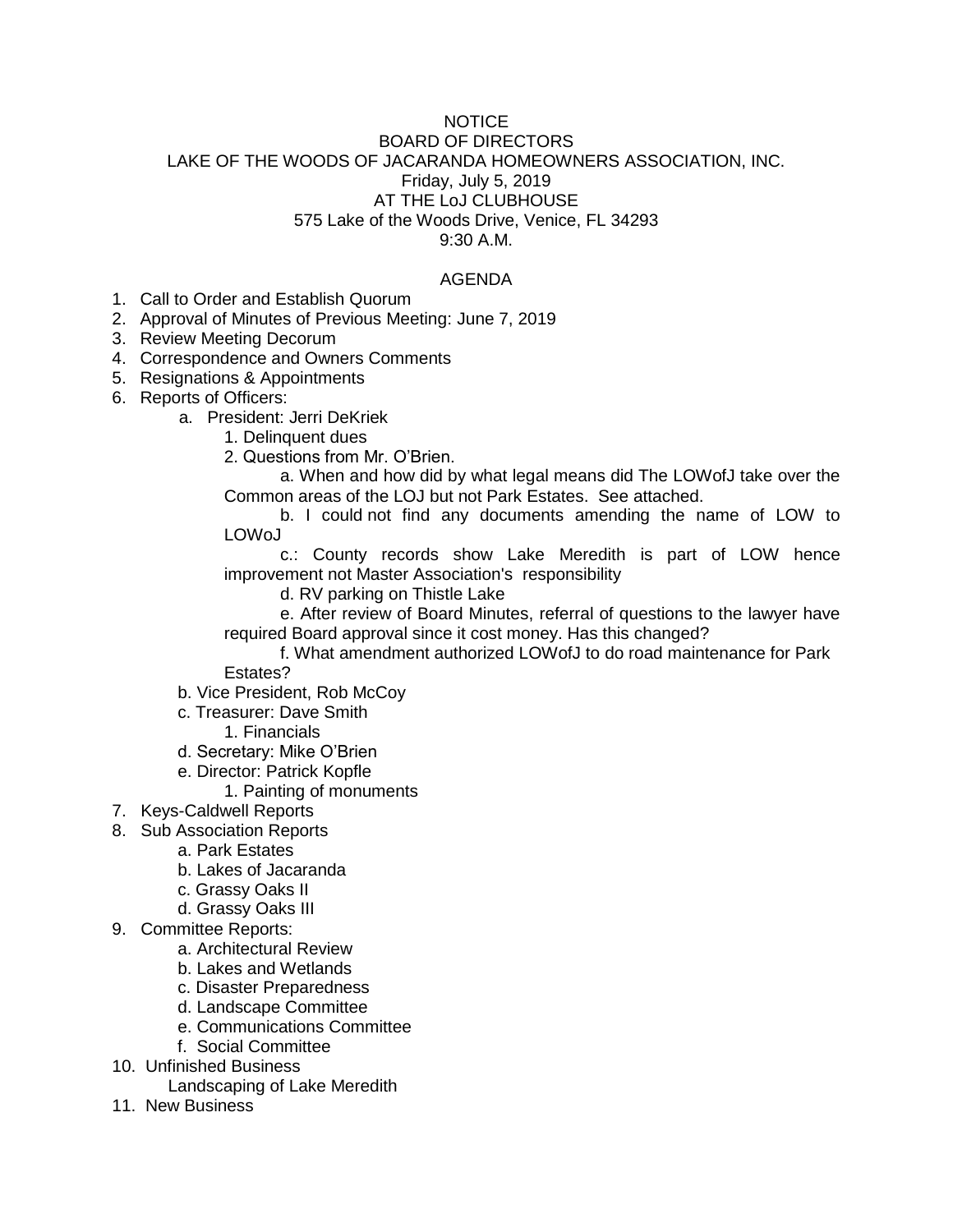NOTICE
BOARD OF DIRECTORS
LAKE OF THE WOODS OF JACARANDA HOMEOWNERS ASSOCIATION, INC.
Friday, July 5, 2019
AT THE LoJ CLUBHOUSE
575 Lake of the Woods Drive, Venice, FL 34293
9:30 A.M.

AGENDA

1. Call to Order and Establish Quorum
2. Approval of Minutes of Previous Meeting: June 7, 2019
3. Review Meeting Decorum
4. Correspondence and Owners Comments
5. Resignations & Appointments
6. Reports of Officers:
   a. President: Jerri DeKriek
      1. Delinquent dues
      2. Questions from Mr. O'Brien.
         a. When and how did by what legal means did The LOWofJ take over the Common areas of the LOJ but not Park Estates. See attached.
         b. I could not find any documents amending the name of LOW to LOWoJ
         c.: County records show Lake Meredith is part of LOW hence improvement not Master Association's responsibility
         d. RV parking on Thistle Lake
         e. After review of Board Minutes, referral of questions to the lawyer have required Board approval since it cost money. Has this changed?
         f. What amendment authorized LOWofJ to do road maintenance for Park Estates?
   b. Vice President, Rob McCoy
   c. Treasurer: Dave Smith
      1. Financials
   d. Secretary: Mike O'Brien
   e. Director: Patrick Kopfle
      1. Painting of monuments
7. Keys-Caldwell Reports
8. Sub Association Reports
   a. Park Estates
   b. Lakes of Jacaranda
   c. Grassy Oaks II
   d. Grassy Oaks III
9. Committee Reports:
   a. Architectural Review
   b. Lakes and Wetlands
   c. Disaster Preparedness
   d. Landscape Committee
   e. Communications Committee
   f. Social Committee
10. Unfinished Business
    Landscaping of Lake Meredith
11. New Business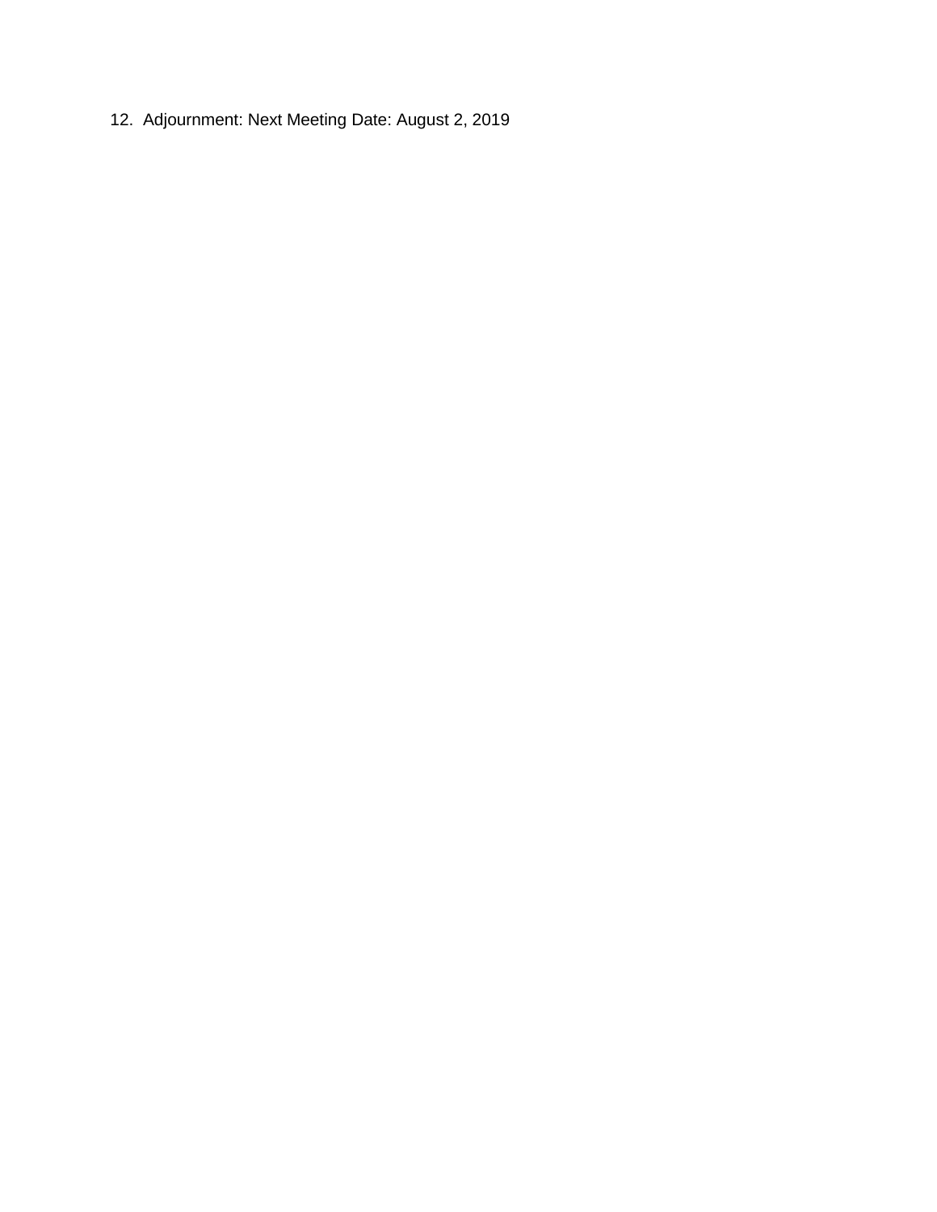12. Adjournment: Next Meeting Date: August 2, 2019